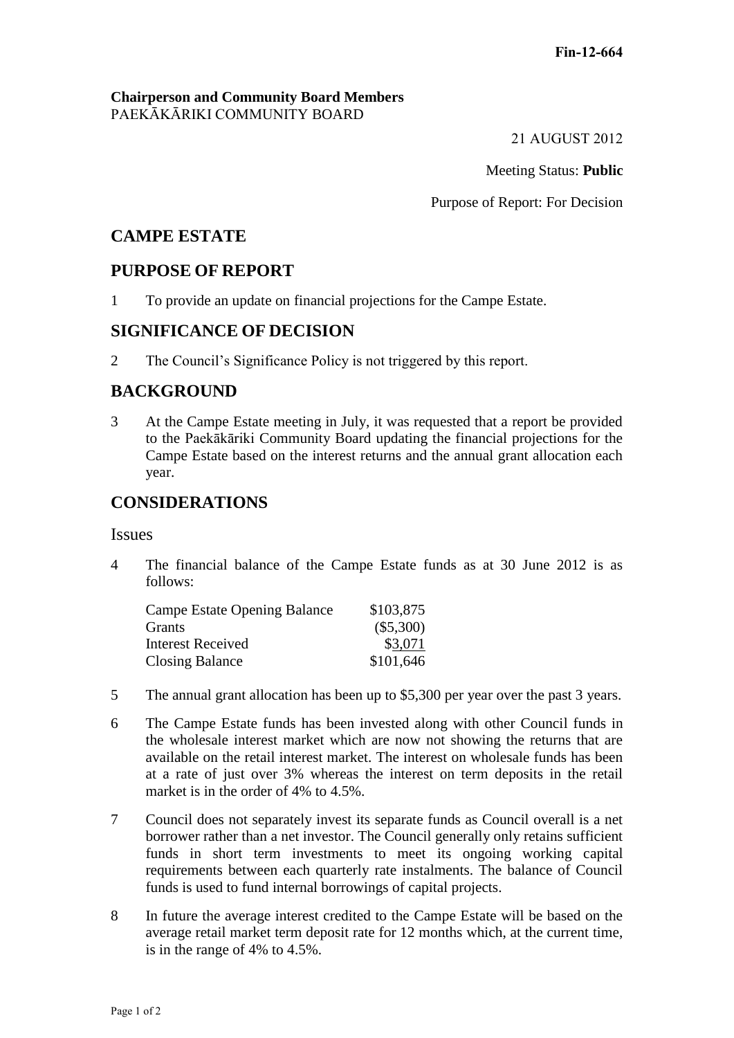**Fin-12-664**

**Chairperson and Community Board Members**
PAEKĀKĀRIKI COMMUNITY BOARD

21 AUGUST 2012

Meeting Status: **Public**

Purpose of Report: For Decision

## CAMPE ESTATE

## PURPOSE OF REPORT

1 To provide an update on financial projections for the Campe Estate.

## SIGNIFICANCE OF DECISION

2 The Council's Significance Policy is not triggered by this report.

## BACKGROUND

3 At the Campe Estate meeting in July, it was requested that a report be provided to the Paekākāriki Community Board updating the financial projections for the Campe Estate based on the interest returns and the annual grant allocation each year.

## CONSIDERATIONS

### Issues

4 The financial balance of the Campe Estate funds as at 30 June 2012 is as follows:

| | |
|---|---|
| Campe Estate Opening Balance | $103,875 |
| Grants | ($5,300) |
| Interest Received | $3,071 |
| Closing Balance | $101,646 |

5 The annual grant allocation has been up to $5,300 per year over the past 3 years.

6 The Campe Estate funds has been invested along with other Council funds in the wholesale interest market which are now not showing the returns that are available on the retail interest market. The interest on wholesale funds has been at a rate of just over 3% whereas the interest on term deposits in the retail market is in the order of 4% to 4.5%.

7 Council does not separately invest its separate funds as Council overall is a net borrower rather than a net investor. The Council generally only retains sufficient funds in short term investments to meet its ongoing working capital requirements between each quarterly rate instalments. The balance of Council funds is used to fund internal borrowings of capital projects.

8 In future the average interest credited to the Campe Estate will be based on the average retail market term deposit rate for 12 months which, at the current time, is in the range of 4% to 4.5%.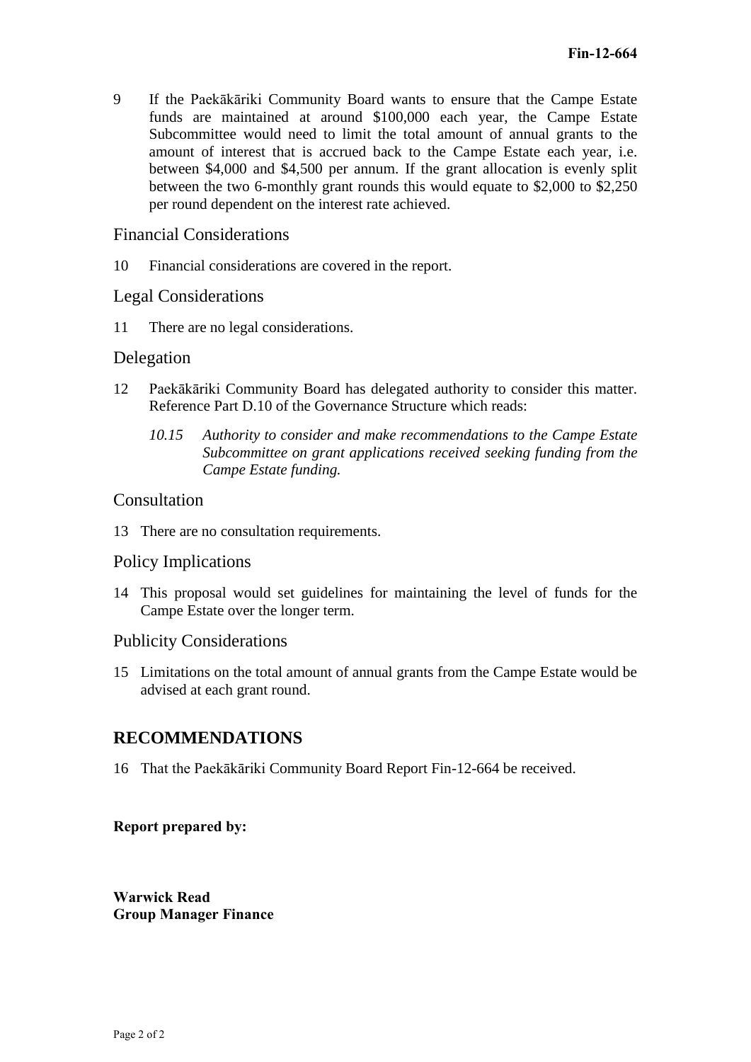9 If the Paekākāriki Community Board wants to ensure that the Campe Estate funds are maintained at around $100,000 each year, the Campe Estate Subcommittee would need to limit the total amount of annual grants to the amount of interest that is accrued back to the Campe Estate each year, i.e. between $4,000 and $4,500 per annum. If the grant allocation is evenly split between the two 6-monthly grant rounds this would equate to $2,000 to $2,250 per round dependent on the interest rate achieved.

## Financial Considerations

10 Financial considerations are covered in the report.

## Legal Considerations

11 There are no legal considerations.

## Delegation

12 Paekākāriki Community Board has delegated authority to consider this matter. Reference Part D.10 of the Governance Structure which reads:

*10.15 Authority to consider and make recommendations to the Campe Estate Subcommittee on grant applications received seeking funding from the Campe Estate funding.*

## Consultation

13 There are no consultation requirements.

## Policy Implications

14 This proposal would set guidelines for maintaining the level of funds for the Campe Estate over the longer term.

## Publicity Considerations

15 Limitations on the total amount of annual grants from the Campe Estate would be advised at each grant round.

# RECOMMENDATIONS

16 That the Paekākāriki Community Board Report Fin-12-664 be received.

**Report prepared by:**

**Warwick Read**
**Group Manager Finance**